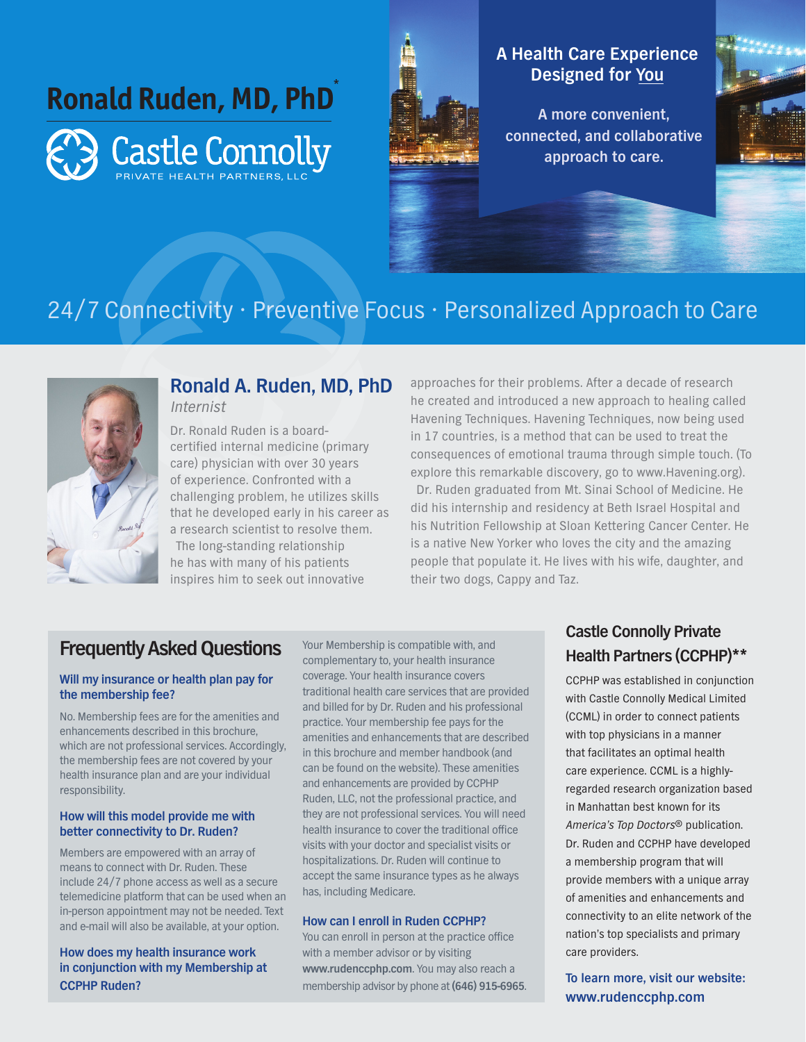# Ronald Ruden, MD, PhD*

Castle Connolly
PRIVATE HEALTH PARTNERS, LLC

**A Health Care Experience Designed for You**

**A more convenient, connected, and collaborative approach to care.**

## 24/7 Connectivity · Preventive Focus · Personalized Approach to Care

### Ronald A. Ruden, MD, PhD

*Internist*

Dr. Ronald Ruden is a board-certified internal medicine (primary care) physician with over 30 years of experience. Confronted with a challenging problem, he utilizes skills that he developed early in his career as a research scientist to resolve them.

The long-standing relationship he has with many of his patients inspires him to seek out innovative approaches for their problems. After a decade of research he created and introduced a new approach to healing called Havening Techniques. Havening Techniques, now being used in 17 countries, is a method that can be used to treat the consequences of emotional trauma through simple touch. (To explore this remarkable discovery, go to www.Havening.org).

Dr. Ruden graduated from Mt. Sinai School of Medicine. He did his internship and residency at Beth Israel Hospital and his Nutrition Fellowship at Sloan Kettering Cancer Center. He is a native New Yorker who loves the city and the amazing people that populate it. He lives with his wife, daughter, and their two dogs, Cappy and Taz.

## Frequently Asked Questions

**Will my insurance or health plan pay for the membership fee?**

No. Membership fees are for the amenities and enhancements described in this brochure, which are not professional services. Accordingly, the membership fees are not covered by your health insurance plan and are your individual responsibility.

**How will this model provide me with better connectivity to Dr. Ruden?**

Members are empowered with an array of means to connect with Dr. Ruden. These include 24/7 phone access as well as a secure telemedicine platform that can be used when an in-person appointment may not be needed. Text and e-mail will also be available, at your option.

**How does my health insurance work in conjunction with my Membership at CCPHP Ruden?**

Your Membership is compatible with, and complementary to, your health insurance coverage. Your health insurance covers traditional health care services that are provided and billed for by Dr. Ruden and his professional practice. Your membership fee pays for the amenities and enhancements that are described in this brochure and member handbook (and can be found on the website). These amenities and enhancements are provided by CCPHP Ruden, LLC, not the professional practice, and they are not professional services. You will need health insurance to cover the traditional office visits with your doctor and specialist visits or hospitalizations. Dr. Ruden will continue to accept the same insurance types as he always has, including Medicare.

**How can I enroll in Ruden CCPHP?**

You can enroll in person at the practice office with a member advisor or by visiting **www.rudenccphp.com**. You may also reach a membership advisor by phone at **(646) 915-6965**.

## Castle Connolly Private Health Partners (CCPHP)**

CCPHP was established in conjunction with Castle Connolly Medical Limited (CCML) in order to connect patients with top physicians in a manner that facilitates an optimal health care experience. CCML is a highly-regarded research organization based in Manhattan best known for its *America's Top Doctors®* publication. Dr. Ruden and CCPHP have developed a membership program that will provide members with a unique array of amenities and enhancements and connectivity to an elite network of the nation's top specialists and primary care providers.

**To learn more, visit our website: www.rudenccphp.com**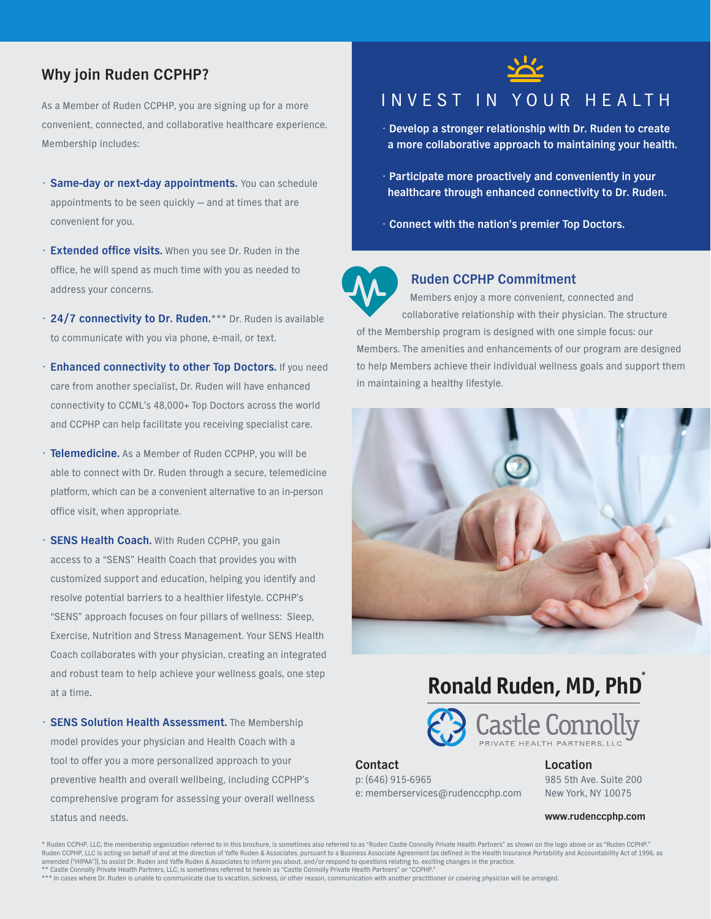## Why join Ruden CCPHP?

As a Member of Ruden CCPHP, you are signing up for a more convenient, connected, and collaborative healthcare experience. Membership includes:

- **Same-day or next-day appointments.** You can schedule appointments to be seen quickly — and at times that are convenient for you.
- **Extended office visits.** When you see Dr. Ruden in the office, he will spend as much time with you as needed to address your concerns.
- **24/7 connectivity to Dr. Ruden.***** Dr. Ruden is available to communicate with you via phone, e-mail, or text.
- **Enhanced connectivity to other Top Doctors.** If you need care from another specialist, Dr. Ruden will have enhanced connectivity to CCML's 48,000+ Top Doctors across the world and CCPHP can help facilitate you receiving specialist care.
- **Telemedicine.** As a Member of Ruden CCPHP, you will be able to connect with Dr. Ruden through a secure, telemedicine platform, which can be a convenient alternative to an in-person office visit, when appropriate.
- **SENS Health Coach.** With Ruden CCPHP, you gain access to a "SENS" Health Coach that provides you with customized support and education, helping you identify and resolve potential barriers to a healthier lifestyle. CCPHP's "SENS" approach focuses on four pillars of wellness: Sleep, Exercise, Nutrition and Stress Management. Your SENS Health Coach collaborates with your physician, creating an integrated and robust team to help achieve your wellness goals, one step at a time.
- **SENS Solution Health Assessment.** The Membership model provides your physician and Health Coach with a tool to offer you a more personalized approach to your preventive health and overall wellbeing, including CCPHP's comprehensive program for assessing your overall wellness status and needs.

## INVEST IN YOUR HEALTH

- **Develop a stronger relationship with Dr. Ruden to create a more collaborative approach to maintaining your health.**
- **Participate more proactively and conveniently in your healthcare through enhanced connectivity to Dr. Ruden.**
- **Connect with the nation's premier Top Doctors.**

### Ruden CCPHP Commitment

Members enjoy a more convenient, connected and collaborative relationship with their physician. The structure of the Membership program is designed with one simple focus: our Members. The amenities and enhancements of our program are designed to help Members achieve their individual wellness goals and support them in maintaining a healthy lifestyle.

**Ronald Ruden, MD, PhD***

Castle Connolly
PRIVATE HEALTH PARTNERS, LLC

**Contact**
p: (646) 915-6965
e: memberservices@rudenccphp.com

**Location**
985 5th Ave. Suite 200
New York, NY 10075

**www.rudenccphp.com**

* Ruden CCPHP, LLC, the membership organization referred to in this brochure, is sometimes also referred to as "Ruden Castle Connolly Private Health Partners" as shown on the logo above or as "Ruden CCPHP." Ruden CCPHP, LLC is acting on behalf of and at the direction of Yaffe Ruden & Associates, pursuant to a Business Associate Agreement (as defined in the Health Insurance Portability and Accountability Act of 1996, as amended ("HIPAA")), to assist Dr. Ruden and Yaffe Ruden & Associates to inform you about, and/or respond to questions relating to, exciting changes in the practice.
** Castle Connolly Private Health Partners, LLC, is sometimes referred to herein as "Castle Connolly Private Health Partners" or "CCPHP."
*** In cases where Dr. Ruden is unable to communicate due to vacation, sickness, or other reason, communication with another practitioner or covering physician will be arranged.